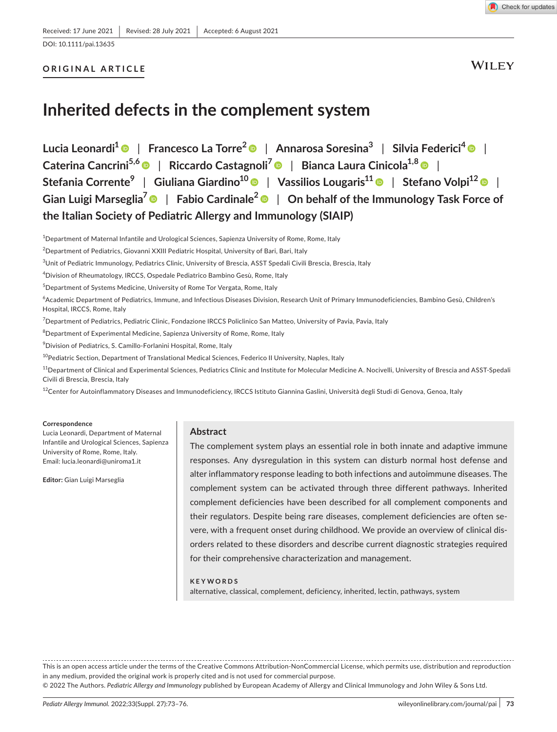Received: 17 June 2021 | Revised: 28 July 2021 | Accepted: 6 August 2021

DOI: 10.1111/pai.13635

ORIGINAL ARTICLE

# Inherited defects in the complement system

**Lucia Leonardi[1] | Francesco La Torre[2] | Annarosa Soresina[3] | Silvia Federici[4] | Caterina Cancrini[5,6] | Riccardo Castagnoli[7] | Bianca Laura Cinicola[1,8] | Stefania Corrente[9] | Giuliana Giardino[10] | Vassilios Lougaris[11] | Stefano Volpi[12] | Gian Luigi Marseglia[7] | Fabio Cardinale[2] | On behalf of the Immunology Task Force of the Italian Society of Pediatric Allergy and Immunology (SIAIP)**

[1]Department of Maternal Infantile and Urological Sciences, Sapienza University of Rome, Rome, Italy

[2]Department of Pediatrics, Giovanni XXIII Pediatric Hospital, University of Bari, Bari, Italy

[3]Unit of Pediatric Immunology, Pediatrics Clinic, University of Brescia, ASST Spedali Civili Brescia, Brescia, Italy

[4]Division of Rheumatology, IRCCS, Ospedale Pediatrico Bambino Gesù, Rome, Italy

[5]Department of Systems Medicine, University of Rome Tor Vergata, Rome, Italy

[6]Academic Department of Pediatrics, Immune, and Infectious Diseases Division, Research Unit of Primary Immunodeficiencies, Bambino Gesù, Children's Hospital, IRCCS, Rome, Italy

[7]Department of Pediatrics, Pediatric Clinic, Fondazione IRCCS Policlinico San Matteo, University of Pavia, Pavia, Italy

[8]Department of Experimental Medicine, Sapienza University of Rome, Rome, Italy

[9]Division of Pediatrics, S. Camillo-Forlanini Hospital, Rome, Italy

[10]Pediatric Section, Department of Translational Medical Sciences, Federico II University, Naples, Italy

[11]Department of Clinical and Experimental Sciences, Pediatrics Clinic and Institute for Molecular Medicine A. Nocivelli, University of Brescia and ASST-Spedali Civili di Brescia, Brescia, Italy

[12]Center for Autoinflammatory Diseases and Immunodeficiency, IRCCS Istituto Giannina Gaslini, Università degli Studi di Genova, Genoa, Italy

**Correspondence**
Lucia Leonardi, Department of Maternal Infantile and Urological Sciences, Sapienza University of Rome, Rome, Italy.
Email: lucia.leonardi@uniroma1.it

**Editor:** Gian Luigi Marseglia

## Abstract

The complement system plays an essential role in both innate and adaptive immune responses. Any dysregulation in this system can disturb normal host defense and alter inflammatory response leading to both infections and autoimmune diseases. The complement system can be activated through three different pathways. Inherited complement deficiencies have been described for all complement components and their regulators. Despite being rare diseases, complement deficiencies are often severe, with a frequent onset during childhood. We provide an overview of clinical disorders related to these disorders and describe current diagnostic strategies required for their comprehensive characterization and management.

**KEYWORDS**

alternative, classical, complement, deficiency, inherited, lectin, pathways, system

This is an open access article under the terms of the Creative Commons Attribution-NonCommercial License, which permits use, distribution and reproduction in any medium, provided the original work is properly cited and is not used for commercial purpose.
© 2022 The Authors. *Pediatric Allergy and Immunology* published by European Academy of Allergy and Clinical Immunology and John Wiley & Sons Ltd.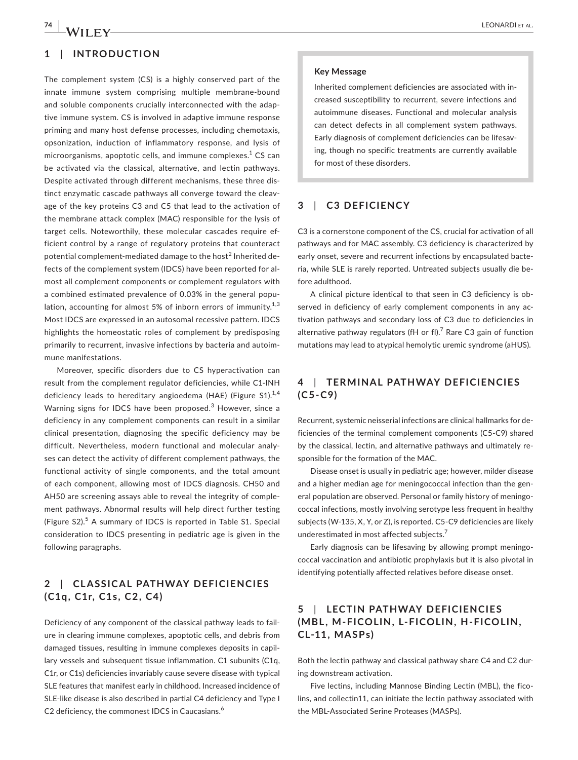## 1 | INTRODUCTION

The complement system (CS) is a highly conserved part of the innate immune system comprising multiple membrane-bound and soluble components crucially interconnected with the adaptive immune system. CS is involved in adaptive immune response priming and many host defense processes, including chemotaxis, opsonization, induction of inflammatory response, and lysis of microorganisms, apoptotic cells, and immune complexes.[1] CS can be activated via the classical, alternative, and lectin pathways. Despite activated through different mechanisms, these three distinct enzymatic cascade pathways all converge toward the cleavage of the key proteins C3 and C5 that lead to the activation of the membrane attack complex (MAC) responsible for the lysis of target cells. Noteworthily, these molecular cascades require efficient control by a range of regulatory proteins that counteract potential complement-mediated damage to the host[2] Inherited defects of the complement system (IDCS) have been reported for almost all complement components or complement regulators with a combined estimated prevalence of 0.03% in the general population, accounting for almost 5% of inborn errors of immunity.[1,3] Most IDCS are expressed in an autosomal recessive pattern. IDCS highlights the homeostatic roles of complement by predisposing primarily to recurrent, invasive infections by bacteria and autoimmune manifestations.

Moreover, specific disorders due to CS hyperactivation can result from the complement regulator deficiencies, while C1-INH deficiency leads to hereditary angioedema (HAE) (Figure S1).[1,4] Warning signs for IDCS have been proposed.[3] However, since a deficiency in any complement components can result in a similar clinical presentation, diagnosing the specific deficiency may be difficult. Nevertheless, modern functional and molecular analyses can detect the activity of different complement pathways, the functional activity of single components, and the total amount of each component, allowing most of IDCS diagnosis. CH50 and AH50 are screening assays able to reveal the integrity of complement pathways. Abnormal results will help direct further testing (Figure S2).[5] A summary of IDCS is reported in Table S1. Special consideration to IDCS presenting in pediatric age is given in the following paragraphs.

## 2 | CLASSICAL PATHWAY DEFICIENCIES (C1q, C1r, C1s, C2, C4)

Deficiency of any component of the classical pathway leads to failure in clearing immune complexes, apoptotic cells, and debris from damaged tissues, resulting in immune complexes deposits in capillary vessels and subsequent tissue inflammation. C1 subunits (C1q, C1r, or C1s) deficiencies invariably cause severe disease with typical SLE features that manifest early in childhood. Increased incidence of SLE-like disease is also described in partial C4 deficiency and Type I C2 deficiency, the commonest IDCS in Caucasians.[6]

> **Key Message**
>
> Inherited complement deficiencies are associated with increased susceptibility to recurrent, severe infections and autoimmune diseases. Functional and molecular analysis can detect defects in all complement system pathways. Early diagnosis of complement deficiencies can be lifesaving, though no specific treatments are currently available for most of these disorders.

## 3 | C3 DEFICIENCY

C3 is a cornerstone component of the CS, crucial for activation of all pathways and for MAC assembly. C3 deficiency is characterized by early onset, severe and recurrent infections by encapsulated bacteria, while SLE is rarely reported. Untreated subjects usually die before adulthood.

A clinical picture identical to that seen in C3 deficiency is observed in deficiency of early complement components in any activation pathways and secondary loss of C3 due to deficiencies in alternative pathway regulators (fH or fI).[7] Rare C3 gain of function mutations may lead to atypical hemolytic uremic syndrome (aHUS).

## 4 | TERMINAL PATHWAY DEFICIENCIES (C5-C9)

Recurrent, systemic neisserial infections are clinical hallmarks for deficiencies of the terminal complement components (C5-C9) shared by the classical, lectin, and alternative pathways and ultimately responsible for the formation of the MAC.

Disease onset is usually in pediatric age; however, milder disease and a higher median age for meningococcal infection than the general population are observed. Personal or family history of meningococcal infections, mostly involving serotype less frequent in healthy subjects (W-135, X, Y, or Z), is reported. C5-C9 deficiencies are likely underestimated in most affected subjects.[7]

Early diagnosis can be lifesaving by allowing prompt meningococcal vaccination and antibiotic prophylaxis but it is also pivotal in identifying potentially affected relatives before disease onset.

## 5 | LECTIN PATHWAY DEFICIENCIES (MBL, M-FICOLIN, L-FICOLIN, H-FICOLIN, CL-11, MASPs)

Both the lectin pathway and classical pathway share C4 and C2 during downstream activation.

Five lectins, including Mannose Binding Lectin (MBL), the ficolins, and collectin11, can initiate the lectin pathway associated with the MBL-Associated Serine Proteases (MASPs).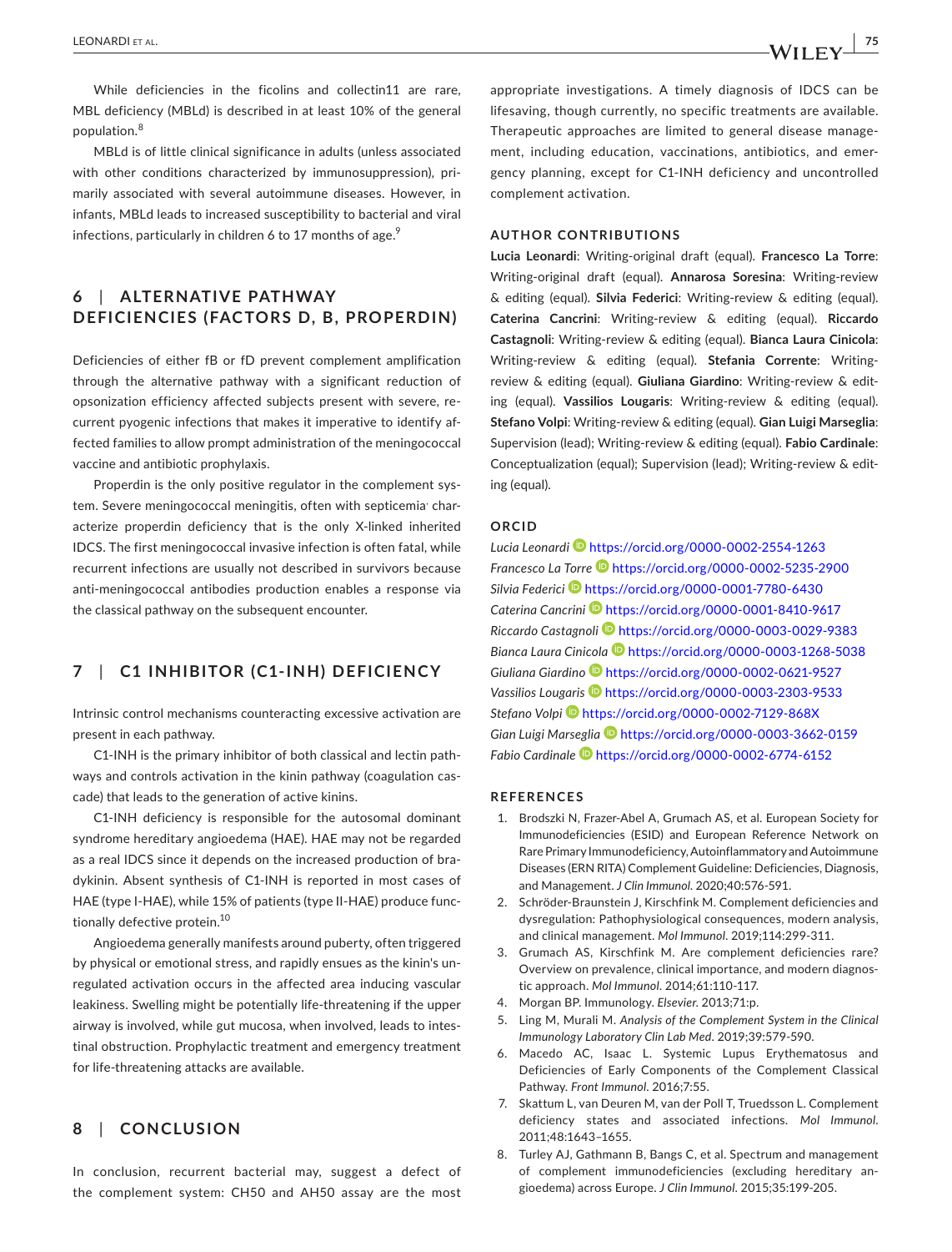While deficiencies in the ficolins and collectin11 are rare, MBL deficiency (MBLd) is described in at least 10% of the general population.[8]

MBLd is of little clinical significance in adults (unless associated with other conditions characterized by immunosuppression), primarily associated with several autoimmune diseases. However, in infants, MBLd leads to increased susceptibility to bacterial and viral infections, particularly in children 6 to 17 months of age.[9]

## 6 | ALTERNATIVE PATHWAY DEFICIENCIES (FACTORS D, B, PROPERDIN)

Deficiencies of either fB or fD prevent complement amplification through the alternative pathway with a significant reduction of opsonization efficiency affected subjects present with severe, recurrent pyogenic infections that makes it imperative to identify affected families to allow prompt administration of the meningococcal vaccine and antibiotic prophylaxis.

Properdin is the only positive regulator in the complement system. Severe meningococcal meningitis, often with septicemia' characterize properdin deficiency that is the only X-linked inherited IDCS. The first meningococcal invasive infection is often fatal, while recurrent infections are usually not described in survivors because anti-meningococcal antibodies production enables a response via the classical pathway on the subsequent encounter.

## 7 | C1 INHIBITOR (C1-INH) DEFICIENCY

Intrinsic control mechanisms counteracting excessive activation are present in each pathway.

C1-INH is the primary inhibitor of both classical and lectin pathways and controls activation in the kinin pathway (coagulation cascade) that leads to the generation of active kinins.

C1-INH deficiency is responsible for the autosomal dominant syndrome hereditary angioedema (HAE). HAE may not be regarded as a real IDCS since it depends on the increased production of bradykinin. Absent synthesis of C1-INH is reported in most cases of HAE (type I-HAE), while 15% of patients (type II-HAE) produce functionally defective protein.[10]

Angioedema generally manifests around puberty, often triggered by physical or emotional stress, and rapidly ensues as the kinin's unregulated activation occurs in the affected area inducing vascular leakiness. Swelling might be potentially life-threatening if the upper airway is involved, while gut mucosa, when involved, leads to intestinal obstruction. Prophylactic treatment and emergency treatment for life-threatening attacks are available.

## 8 | CONCLUSION

In conclusion, recurrent bacterial may, suggest a defect of the complement system: CH50 and AH50 assay are the most appropriate investigations. A timely diagnosis of IDCS can be lifesaving, though currently, no specific treatments are available. Therapeutic approaches are limited to general disease management, including education, vaccinations, antibiotics, and emergency planning, except for C1-INH deficiency and uncontrolled complement activation.

## AUTHOR CONTRIBUTIONS

**Lucia Leonardi**: Writing-original draft (equal). **Francesco La Torre**: Writing-original draft (equal). **Annarosa Soresina**: Writing-review & editing (equal). **Silvia Federici**: Writing-review & editing (equal). **Caterina Cancrini**: Writing-review & editing (equal). **Riccardo Castagnoli**: Writing-review & editing (equal). **Bianca Laura Cinicola**: Writing-review & editing (equal). **Stefania Corrente**: Writing-review & editing (equal). **Giuliana Giardino**: Writing-review & editing (equal). **Vassilios Lougaris**: Writing-review & editing (equal). **Stefano Volpi**: Writing-review & editing (equal). **Gian Luigi Marseglia**: Supervision (lead); Writing-review & editing (equal). **Fabio Cardinale**: Conceptualization (equal); Supervision (lead); Writing-review & editing (equal).

## ORCID

*Lucia Leonardi* https://orcid.org/0000-0002-2554-1263
*Francesco La Torre* https://orcid.org/0000-0002-5235-2900
*Silvia Federici* https://orcid.org/0000-0001-7780-6430
*Caterina Cancrini* https://orcid.org/0000-0001-8410-9617
*Riccardo Castagnoli* https://orcid.org/0000-0003-0029-9383
*Bianca Laura Cinicola* https://orcid.org/0000-0003-1268-5038
*Giuliana Giardino* https://orcid.org/0000-0002-0621-9527
*Vassilios Lougaris* https://orcid.org/0000-0003-2303-9533
*Stefano Volpi* https://orcid.org/0000-0002-7129-868X
*Gian Luigi Marseglia* https://orcid.org/0000-0003-3662-0159
*Fabio Cardinale* https://orcid.org/0000-0002-6774-6152

## REFERENCES

1. Brodszki N, Frazer-Abel A, Grumach AS, et al. European Society for Immunodeficiencies (ESID) and European Reference Network on Rare Primary Immunodeficiency, Autoinflammatory and Autoimmune Diseases (ERN RITA) Complement Guideline: Deficiencies, Diagnosis, and Management. *J Clin Immunol*. 2020;40:576-591.
2. Schröder-Braunstein J, Kirschfink M. Complement deficiencies and dysregulation: Pathophysiological consequences, modern analysis, and clinical management. *Mol Immunol*. 2019;114:299-311.
3. Grumach AS, Kirschfink M. Are complement deficiencies rare? Overview on prevalence, clinical importance, and modern diagnostic approach. *Mol Immunol*. 2014;61:110-117.
4. Morgan BP. Immunology. *Elsevier*. 2013;71:p.
5. Ling M, Murali M. *Analysis of the Complement System in the Clinical Immunology Laboratory Clin Lab Med*. 2019;39:579-590.
6. Macedo AC, Isaac L. Systemic Lupus Erythematosus and Deficiencies of Early Components of the Complement Classical Pathway. *Front Immunol*. 2016;7:55.
7. Skattum L, van Deuren M, van der Poll T, Truedsson L. Complement deficiency states and associated infections. *Mol Immunol*. 2011;48:1643–1655.
8. Turley AJ, Gathmann B, Bangs C, et al. Spectrum and management of complement immunodeficiencies (excluding hereditary angioedema) across Europe. *J Clin Immunol*. 2015;35:199-205.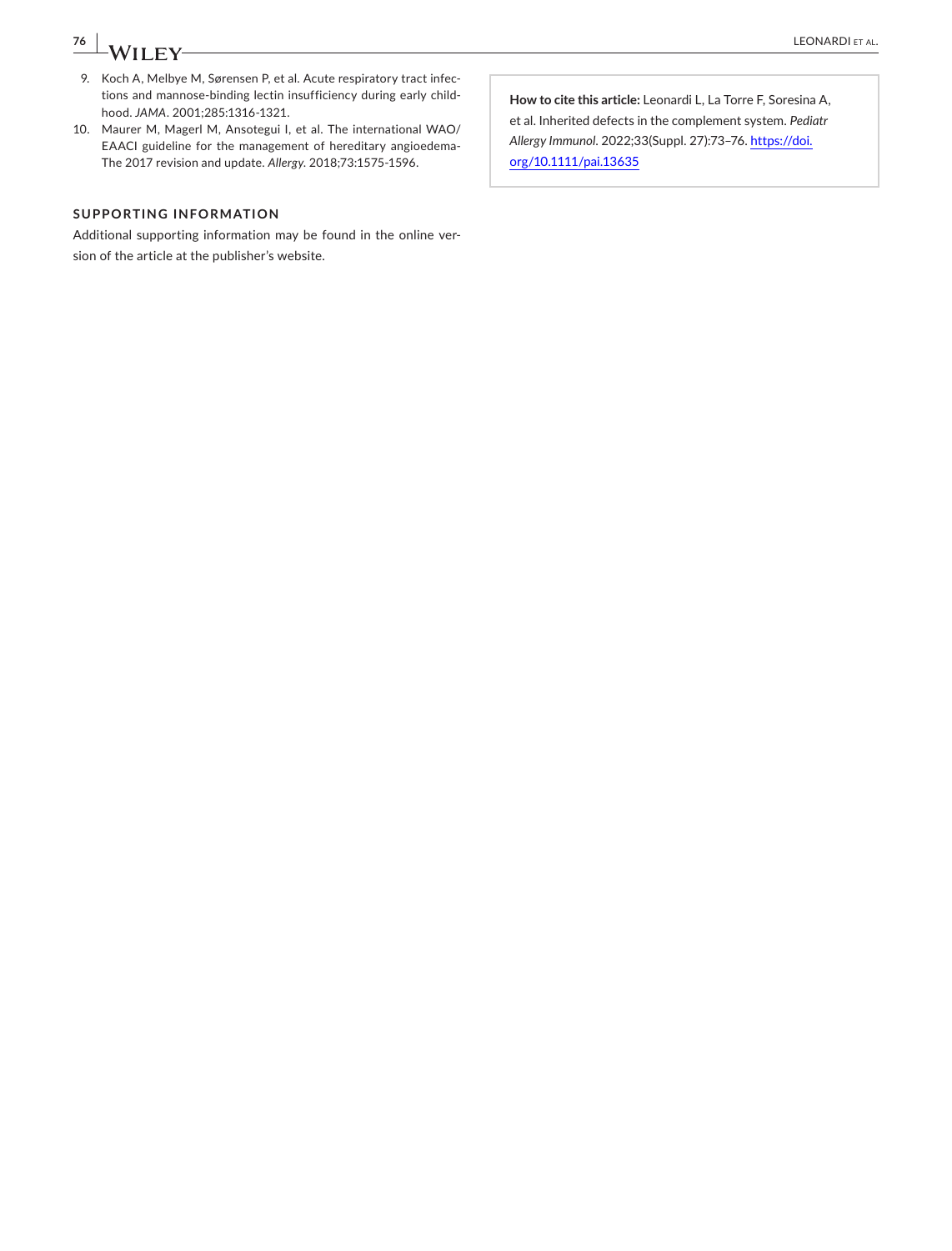9. Koch A, Melbye M, Sørensen P, et al. Acute respiratory tract infections and mannose-binding lectin insufficiency during early childhood. *JAMA*. 2001;285:1316-1321.
10. Maurer M, Magerl M, Ansotegui I, et al. The international WAO/EAACI guideline for the management of hereditary angioedema-The 2017 revision and update. *Allergy*. 2018;73:1575-1596.

## SUPPORTING INFORMATION

Additional supporting information may be found in the online version of the article at the publisher's website.

**How to cite this article:** Leonardi L, La Torre F, Soresina A, et al. Inherited defects in the complement system. *Pediatr Allergy Immunol*. 2022;33(Suppl. 27):73–76. https://doi.org/10.1111/pai.13635